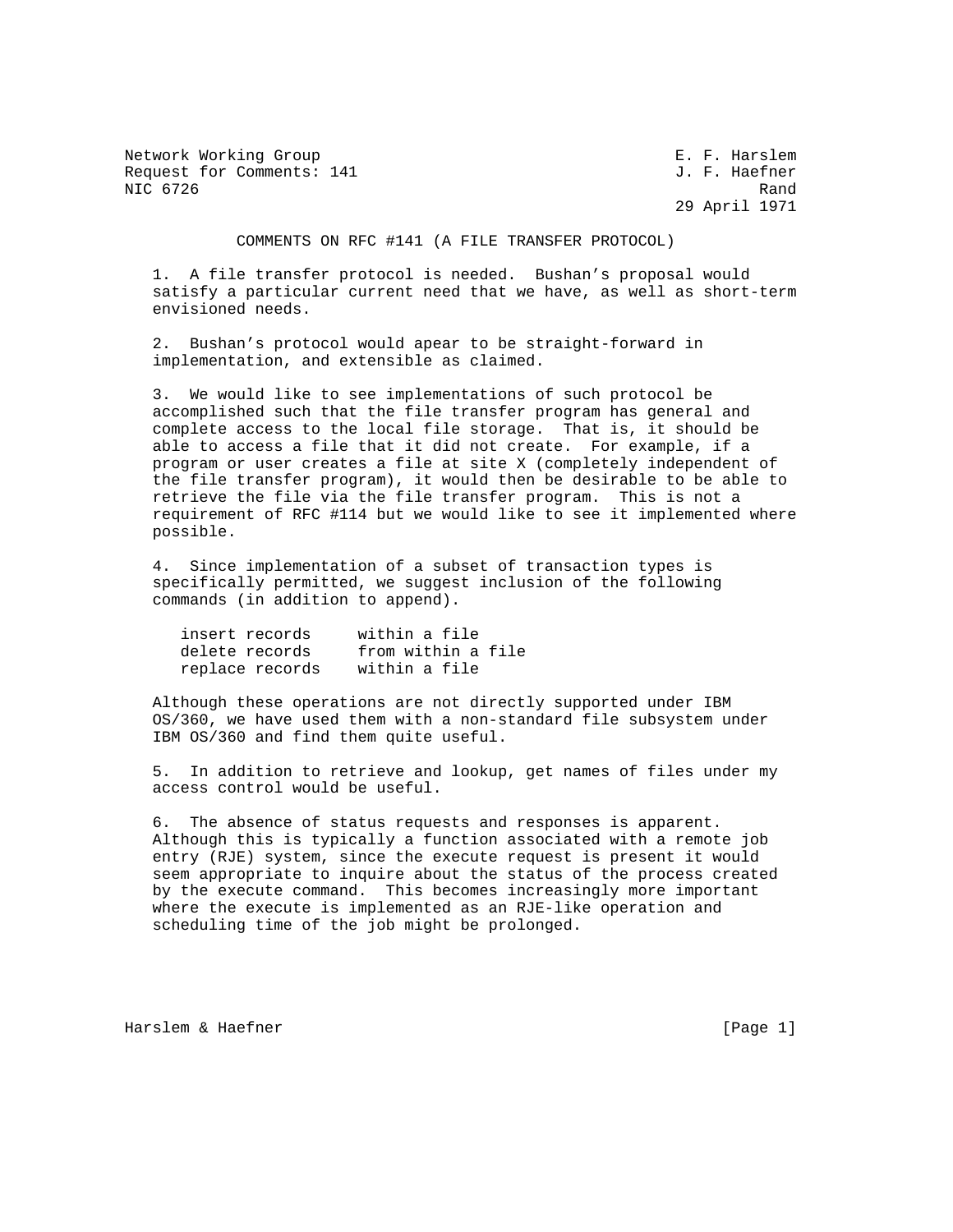Network Working Group E. F. Harslem
Request for Comments: 141 J. F. Haefner
NIC 6726 Rand
29 April 1971

# COMMENTS ON RFC #141 (A FILE TRANSFER PROTOCOL)

1. A file transfer protocol is needed. Bushan's proposal would satisfy a particular current need that we have, as well as short-term envisioned needs.

2. Bushan's protocol would apear to be straight-forward in implementation, and extensible as claimed.

3. We would like to see implementations of such protocol be accomplished such that the file transfer program has general and complete access to the local file storage. That is, it should be able to access a file that it did not create. For example, if a program or user creates a file at site X (completely independent of the file transfer program), it would then be desirable to be able to retrieve the file via the file transfer program. This is not a requirement of RFC #114 but we would like to see it implemented where possible.

4. Since implementation of a subset of transaction types is specifically permitted, we suggest inclusion of the following commands (in addition to append).

```
insert records     within a file
delete records     from within a file
replace records    within a file
```

Although these operations are not directly supported under IBM OS/360, we have used them with a non-standard file subsystem under IBM OS/360 and find them quite useful.

5. In addition to retrieve and lookup, get names of files under my access control would be useful.

6. The absence of status requests and responses is apparent. Although this is typically a function associated with a remote job entry (RJE) system, since the execute request is present it would seem appropriate to inquire about the status of the process created by the execute command. This becomes increasingly more important where the execute is implemented as an RJE-like operation and scheduling time of the job might be prolonged.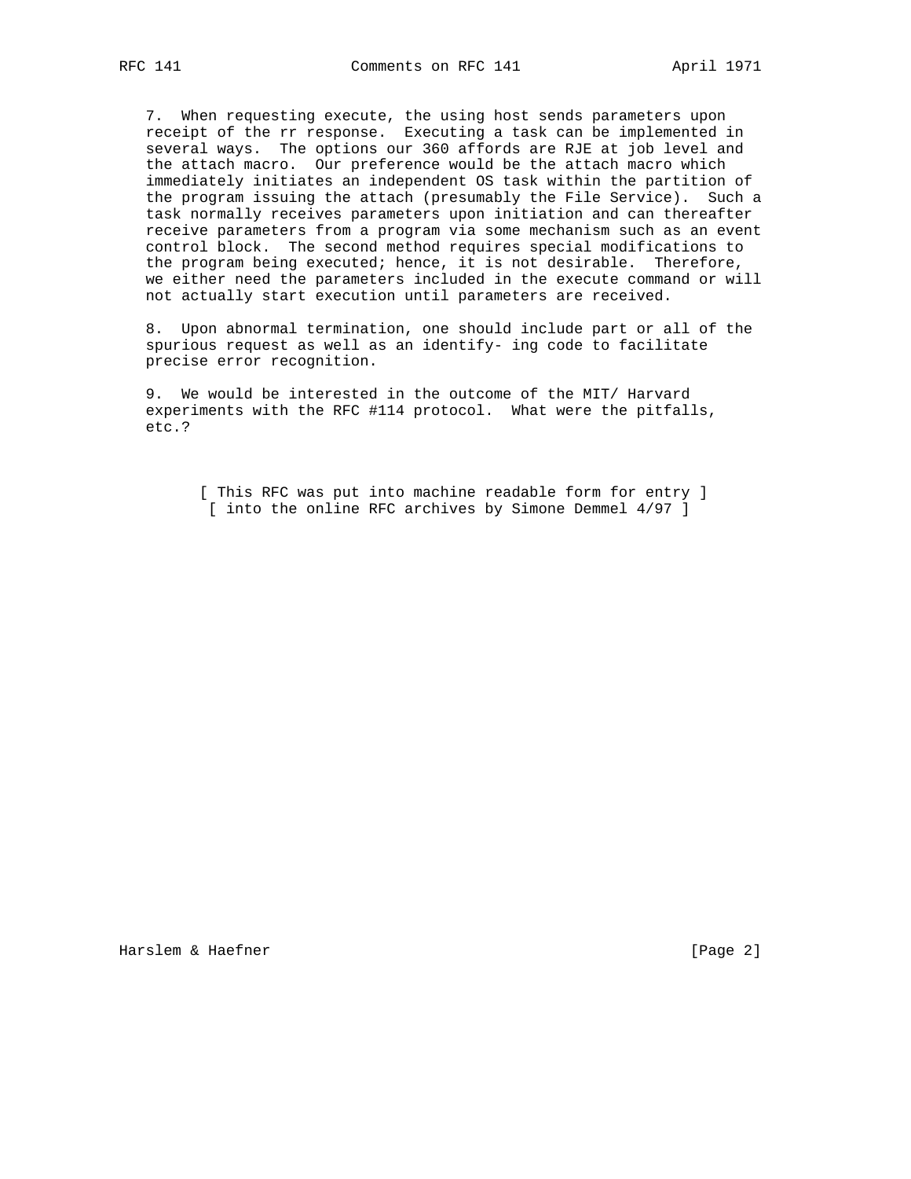7. When requesting execute, the using host sends parameters upon receipt of the rr response. Executing a task can be implemented in several ways. The options our 360 affords are RJE at job level and the attach macro. Our preference would be the attach macro which immediately initiates an independent OS task within the partition of the program issuing the attach (presumably the File Service). Such a task normally receives parameters upon initiation and can thereafter receive parameters from a program via some mechanism such as an event control block. The second method requires special modifications to the program being executed; hence, it is not desirable. Therefore, we either need the parameters included in the execute command or will not actually start execution until parameters are received.

8. Upon abnormal termination, one should include part or all of the spurious request as well as an identify- ing code to facilitate precise error recognition.

9. We would be interested in the outcome of the MIT/ Harvard experiments with the RFC #114 protocol. What were the pitfalls, etc.?

[ This RFC was put into machine readable form for entry ]
[ into the online RFC archives by Simone Demmel 4/97 ]